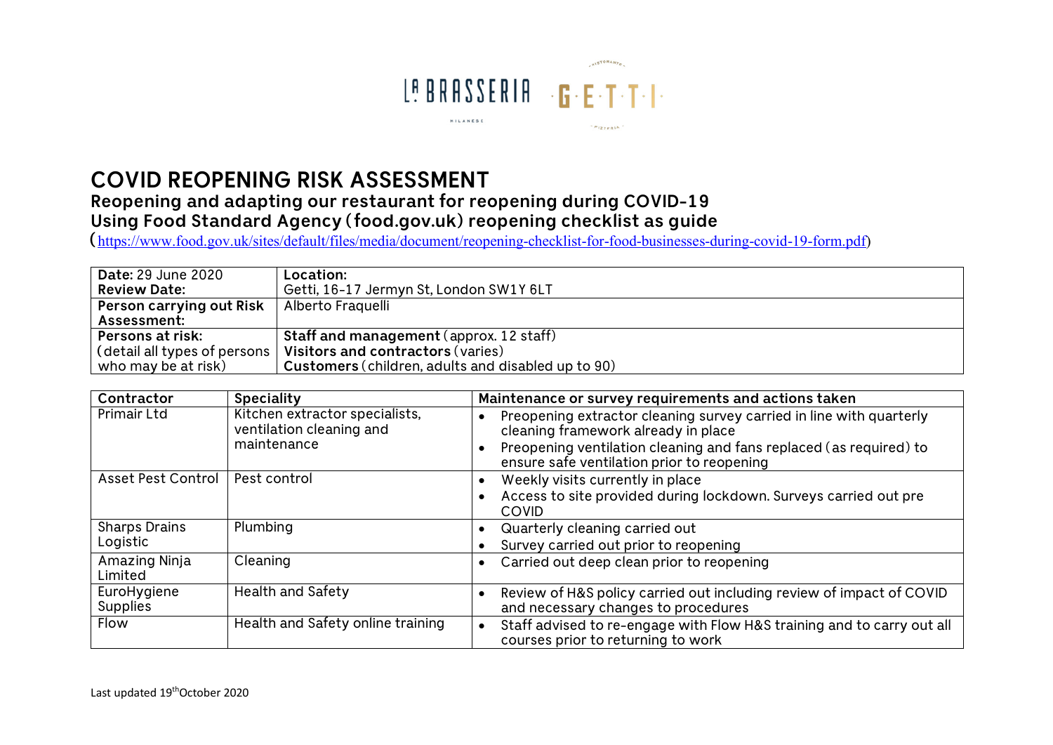# COVID REOPENING RISK ASSESSMENT

## Reopening and adapting our restaurant for reopening during COVID-19

## Using Food Standard Agency (food.gov.uk) reopening checklist as guide

(https://www.food.gov.uk/sites/default/files/media/document/reopening-checklist-for-food-businesses-during-covid-19-form.pdf)

| **Date:** 29 June 2020<br>**Review Date:** | **Location:**<br>Getti, 16-17 Jermyn St, London SW1Y 6LT |
|---|---|
| **Person carrying out Risk Assessment:** | Alberto Fraquelli |
| **Persons at risk:**<br>(detail all types of persons who may be at risk) | **Staff and management** (approx. 12 staff)<br>**Visitors and contractors** (varies)<br>**Customers** (children, adults and disabled up to 90) |

| Contractor | Speciality | Maintenance or survey requirements and actions taken |
|---|---|---|
| Primair Ltd | Kitchen extractor specialists, ventilation cleaning and maintenance | • Preopening extractor cleaning survey carried in line with quarterly cleaning framework already in place<br>• Preopening ventilation cleaning and fans replaced (as required) to ensure safe ventilation prior to reopening |
| Asset Pest Control | Pest control | • Weekly visits currently in place<br>• Access to site provided during lockdown. Surveys carried out pre COVID |
| Sharps Drains Logistic | Plumbing | • Quarterly cleaning carried out<br>• Survey carried out prior to reopening |
| Amazing Ninja Limited | Cleaning | • Carried out deep clean prior to reopening |
| EuroHygiene Supplies | Health and Safety | • Review of H&S policy carried out including review of impact of COVID and necessary changes to procedures |
| Flow | Health and Safety online training | • Staff advised to re-engage with Flow H&S training and to carry out all courses prior to returning to work |

Last updated 19th October 2020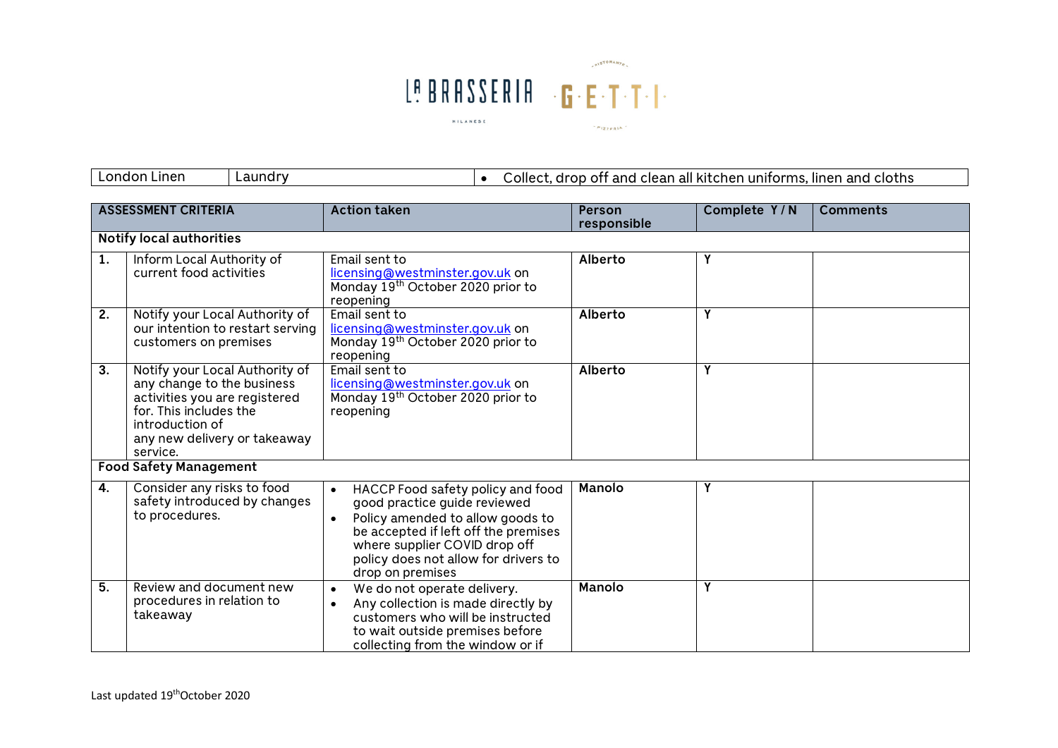La Brasseria Milanese · Getti Ristorante Pizzeria

| London Linen | Laundry | • Collect, drop off and clean all kitchen uniforms, linen and cloths |
|---|---|---|

| ASSESSMENT CRITERIA | | Action taken | Person responsible | Complete Y / N | Comments |
|---|---|---|---|---|---|
| **Notify local authorities** | | | | | |
| **1.** | Inform Local Authority of current food activities | Email sent to licensing@westminster.gov.uk on Monday 19th October 2020 prior to reopening | **Alberto** | **Y** | |
| **2.** | Notify your Local Authority of our intention to restart serving customers on premises | Email sent to licensing@westminster.gov.uk on Monday 19th October 2020 prior to reopening | **Alberto** | **Y** | |
| **3.** | Notify your Local Authority of any change to the business activities you are registered for. This includes the introduction of any new delivery or takeaway service. | Email sent to licensing@westminster.gov.uk on Monday 19th October 2020 prior to reopening | **Alberto** | **Y** | |
| **Food Safety Management** | | | | | |
| **4.** | Consider any risks to food safety introduced by changes to procedures. | • HACCP Food safety policy and food good practice guide reviewed<br>• Policy amended to allow goods to be accepted if left off the premises where supplier COVID drop off policy does not allow for drivers to drop on premises | **Manolo** | **Y** | |
| **5.** | Review and document new procedures in relation to takeaway | • We do not operate delivery.<br>• Any collection is made directly by customers who will be instructed to wait outside premises before collecting from the window or if | **Manolo** | **Y** | |

Last updated 19th October 2020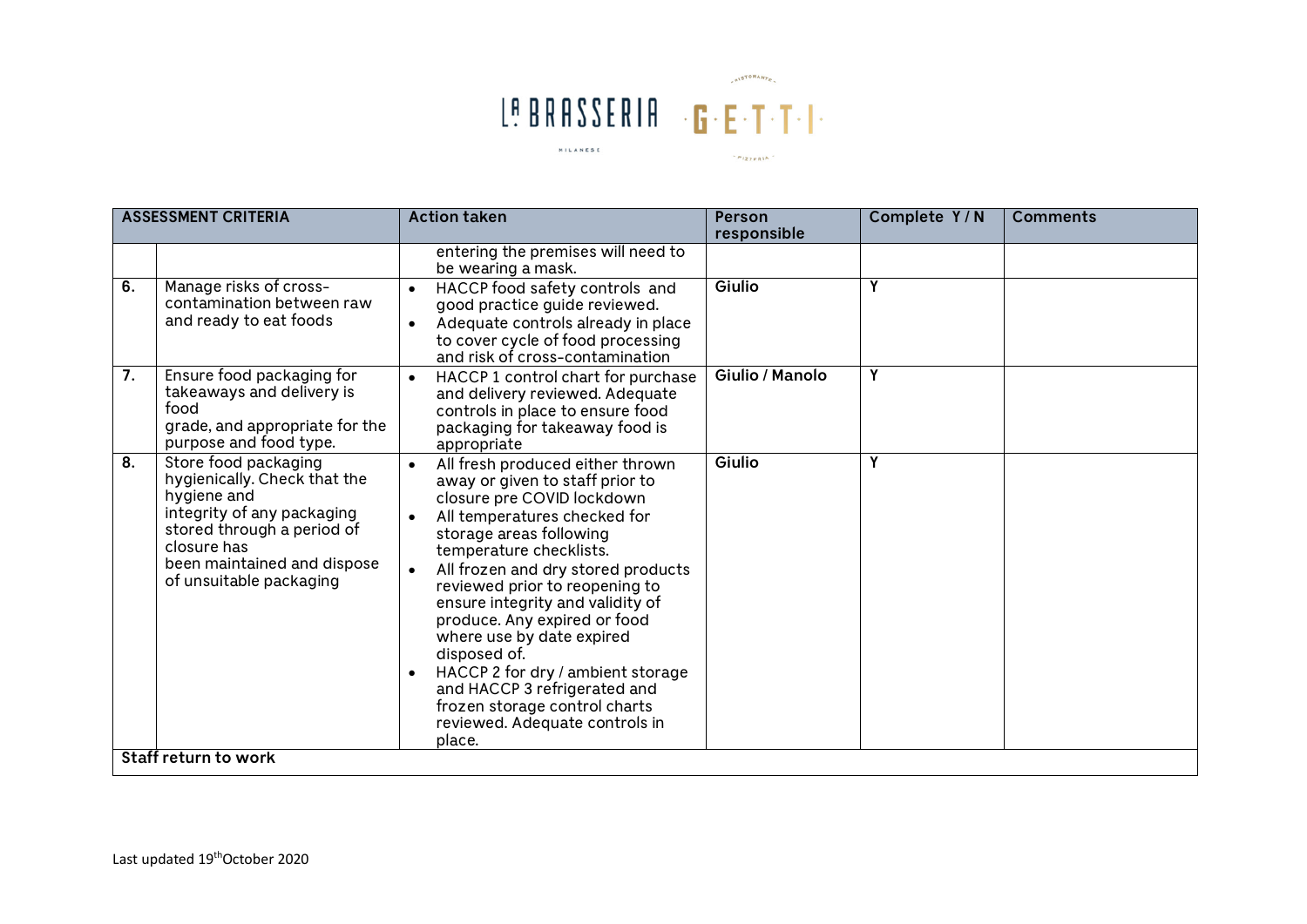| ASSESSMENT CRITERIA | | Action taken | Person responsible | Complete Y / N | Comments |
|---|---|---|---|---|---|
| | | entering the premises will need to be wearing a mask. | | | |
| 6. | Manage risks of cross-contamination between raw and ready to eat foods | • HACCP food safety controls and good practice guide reviewed.<br>• Adequate controls already in place to cover cycle of food processing and risk of cross-contamination | Giulio | Y | |
| 7. | Ensure food packaging for takeaways and delivery is food grade, and appropriate for the purpose and food type. | • HACCP 1 control chart for purchase and delivery reviewed. Adequate controls in place to ensure food packaging for takeaway food is appropriate | Giulio / Manolo | Y | |
| 8. | Store food packaging hygienically. Check that the hygiene and integrity of any packaging stored through a period of closure has been maintained and dispose of unsuitable packaging | • All fresh produced either thrown away or given to staff prior to closure pre COVID lockdown<br>• All temperatures checked for storage areas following temperature checklists.<br>• All frozen and dry stored products reviewed prior to reopening to ensure integrity and validity of produce. Any expired or food where use by date expired disposed of.<br>• HACCP 2 for dry / ambient storage and HACCP 3 refrigerated and frozen storage control charts reviewed. Adequate controls in place. | Giulio | Y | |
| **Staff return to work** | | | | | |

Last updated 19th October 2020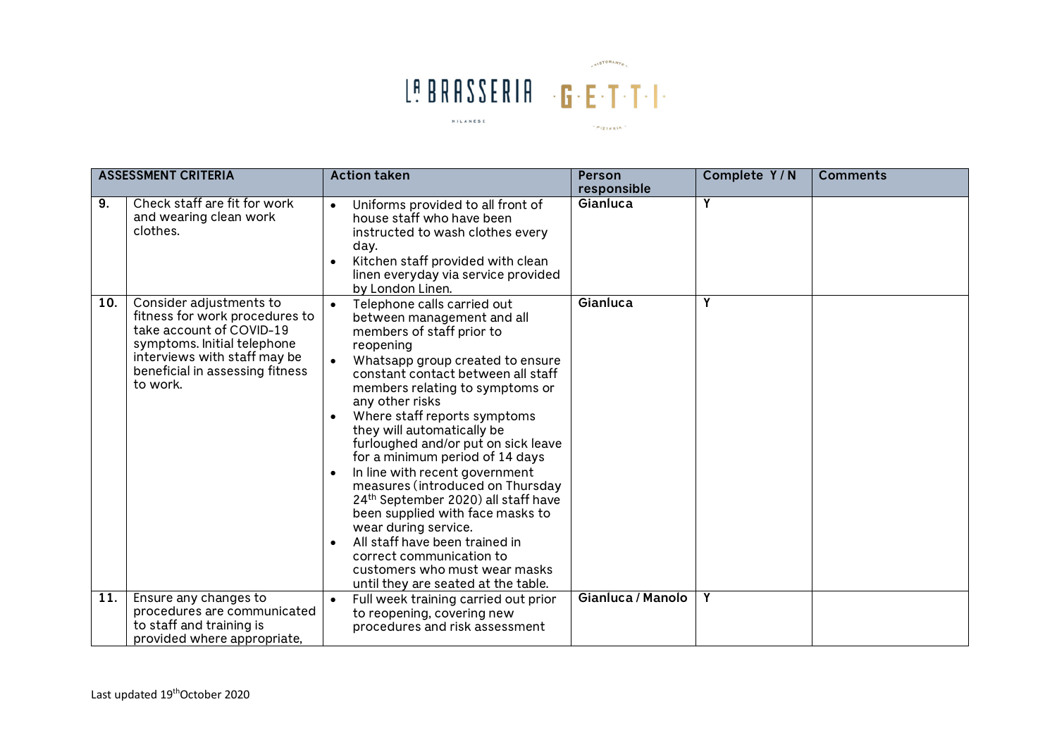| ASSESSMENT CRITERIA | | Action taken | Person responsible | Complete Y / N | Comments |
|---|---|---|---|---|---|
| 9. | Check staff are fit for work and wearing clean work clothes. | • Uniforms provided to all front of house staff who have been instructed to wash clothes every day.<br>• Kitchen staff provided with clean linen everyday via service provided by London Linen. | Gianluca | Y | |
| 10. | Consider adjustments to fitness for work procedures to take account of COVID-19 symptoms. Initial telephone interviews with staff may be beneficial in assessing fitness to work. | • Telephone calls carried out between management and all members of staff prior to reopening<br>• Whatsapp group created to ensure constant contact between all staff members relating to symptoms or any other risks<br>• Where staff reports symptoms they will automatically be furloughed and/or put on sick leave for a minimum period of 14 days<br>• In line with recent government measures (introduced on Thursday 24th September 2020) all staff have been supplied with face masks to wear during service.<br>• All staff have been trained in correct communication to customers who must wear masks until they are seated at the table. | Gianluca | Y | |
| 11. | Ensure any changes to procedures are communicated to staff and training is provided where appropriate, | • Full week training carried out prior to reopening, covering new procedures and risk assessment | Gianluca / Manolo | Y | |

Last updated 19th October 2020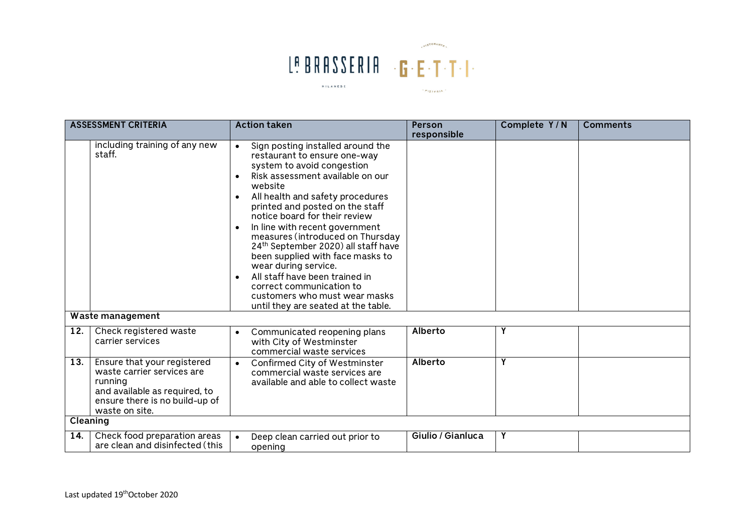| ASSESSMENT CRITERIA | | Action taken | Person responsible | Complete Y / N | Comments |
|---|---|---|---|---|---|
| | including training of any new staff. | • Sign posting installed around the restaurant to ensure one-way system to avoid congestion<br>• Risk assessment available on our website<br>• All health and safety procedures printed and posted on the staff notice board for their review<br>• In line with recent government measures (introduced on Thursday 24th September 2020) all staff have been supplied with face masks to wear during service.<br>• All staff have been trained in correct communication to customers who must wear masks until they are seated at the table. | | | |
| **Waste management** | | | | | |
| **12.** | Check registered waste carrier services | • Communicated reopening plans with City of Westminster commercial waste services | **Alberto** | **Y** | |
| **13.** | Ensure that your registered waste carrier services are running and available as required, to ensure there is no build-up of waste on site. | • Confirmed City of Westminster commercial waste services are available and able to collect waste | **Alberto** | **Y** | |
| **Cleaning** | | | | | |
| **14.** | Check food preparation areas are clean and disinfected (this | • Deep clean carried out prior to opening | **Giulio / Gianluca** | **Y** | |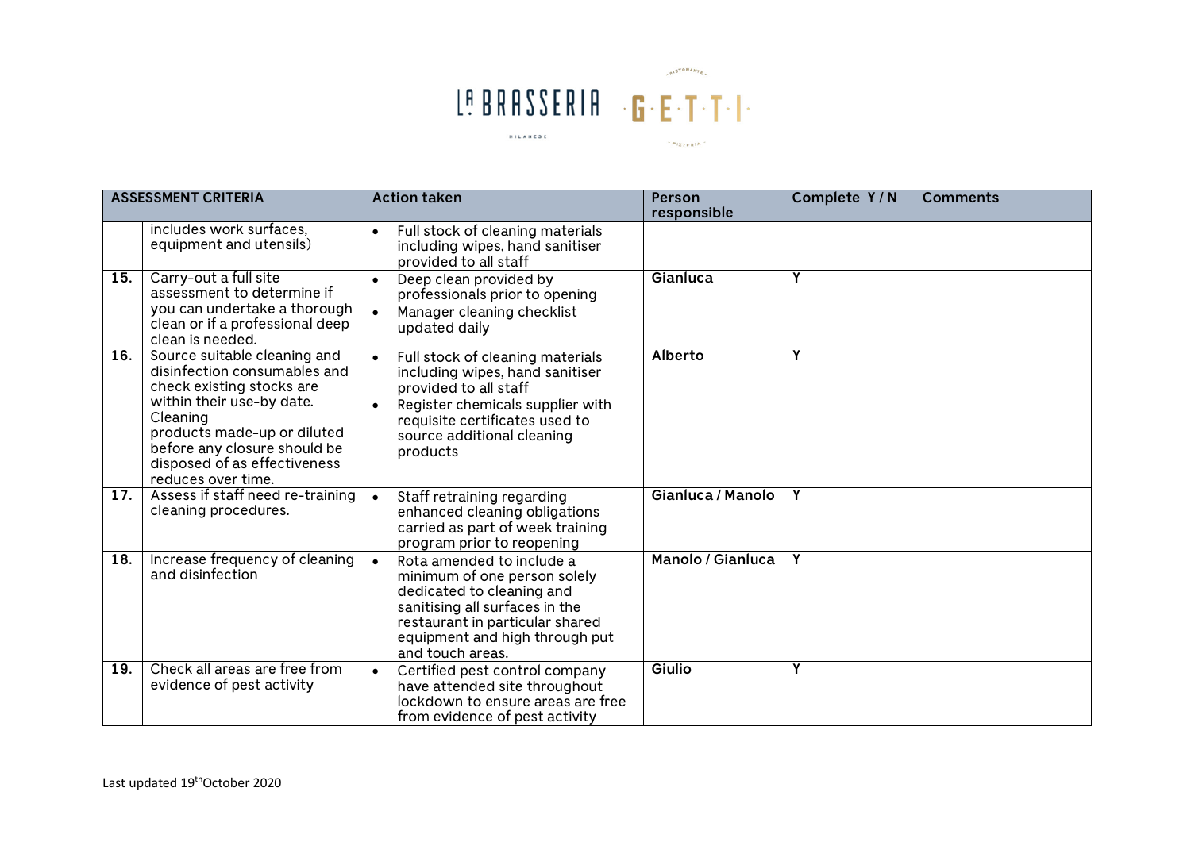| ASSESSMENT CRITERIA | | Action taken | Person responsible | Complete Y / N | Comments |
|---|---|---|---|---|---|
| | includes work surfaces, equipment and utensils) | • Full stock of cleaning materials including wipes, hand sanitiser provided to all staff | | | |
| 15. | Carry-out a full site assessment to determine if you can undertake a thorough clean or if a professional deep clean is needed. | • Deep clean provided by professionals prior to opening<br>• Manager cleaning checklist updated daily | **Gianluca** | **Y** | |
| 16. | Source suitable cleaning and disinfection consumables and check existing stocks are within their use-by date. Cleaning products made-up or diluted before any closure should be disposed of as effectiveness reduces over time. | • Full stock of cleaning materials including wipes, hand sanitiser provided to all staff<br>• Register chemicals supplier with requisite certificates used to source additional cleaning products | **Alberto** | **Y** | |
| 17. | Assess if staff need re-training cleaning procedures. | • Staff retraining regarding enhanced cleaning obligations carried as part of week training program prior to reopening | **Gianluca / Manolo** | **Y** | |
| 18. | Increase frequency of cleaning and disinfection | • Rota amended to include a minimum of one person solely dedicated to cleaning and sanitising all surfaces in the restaurant in particular shared equipment and high through put and touch areas. | **Manolo / Gianluca** | **Y** | |
| 19. | Check all areas are free from evidence of pest activity | • Certified pest control company have attended site throughout lockdown to ensure areas are free from evidence of pest activity | **Giulio** | **Y** | |

Last updated 19th October 2020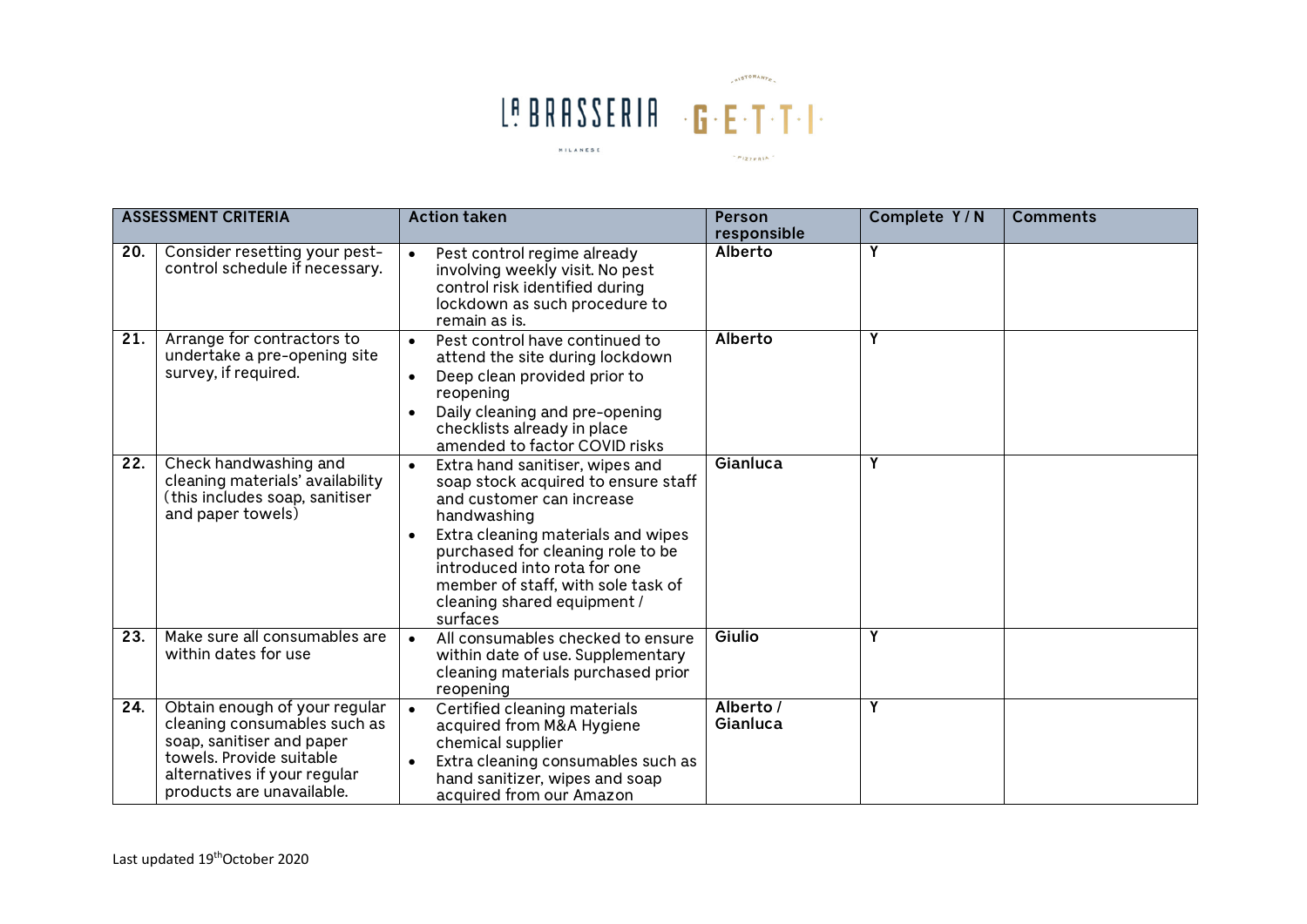| ASSESSMENT CRITERIA | | Action taken | Person responsible | Complete Y / N | Comments |
|---|---|---|---|---|---|
| 20. | Consider resetting your pest-control schedule if necessary. | • Pest control regime already involving weekly visit. No pest control risk identified during lockdown as such procedure to remain as is. | Alberto | Y | |
| 21. | Arrange for contractors to undertake a pre-opening site survey, if required. | • Pest control have continued to attend the site during lockdown<br>• Deep clean provided prior to reopening<br>• Daily cleaning and pre-opening checklists already in place amended to factor COVID risks | Alberto | Y | |
| 22. | Check handwashing and cleaning materials' availability (this includes soap, sanitiser and paper towels) | • Extra hand sanitiser, wipes and soap stock acquired to ensure staff and customer can increase handwashing<br>• Extra cleaning materials and wipes purchased for cleaning role to be introduced into rota for one member of staff, with sole task of cleaning shared equipment / surfaces | Gianluca | Y | |
| 23. | Make sure all consumables are within dates for use | • All consumables checked to ensure within date of use. Supplementary cleaning materials purchased prior reopening | Giulio | Y | |
| 24. | Obtain enough of your regular cleaning consumables such as soap, sanitiser and paper towels. Provide suitable alternatives if your regular products are unavailable. | • Certified cleaning materials acquired from M&A Hygiene chemical supplier<br>• Extra cleaning consumables such as hand sanitizer, wipes and soap acquired from our Amazon | Alberto / Gianluca | Y | |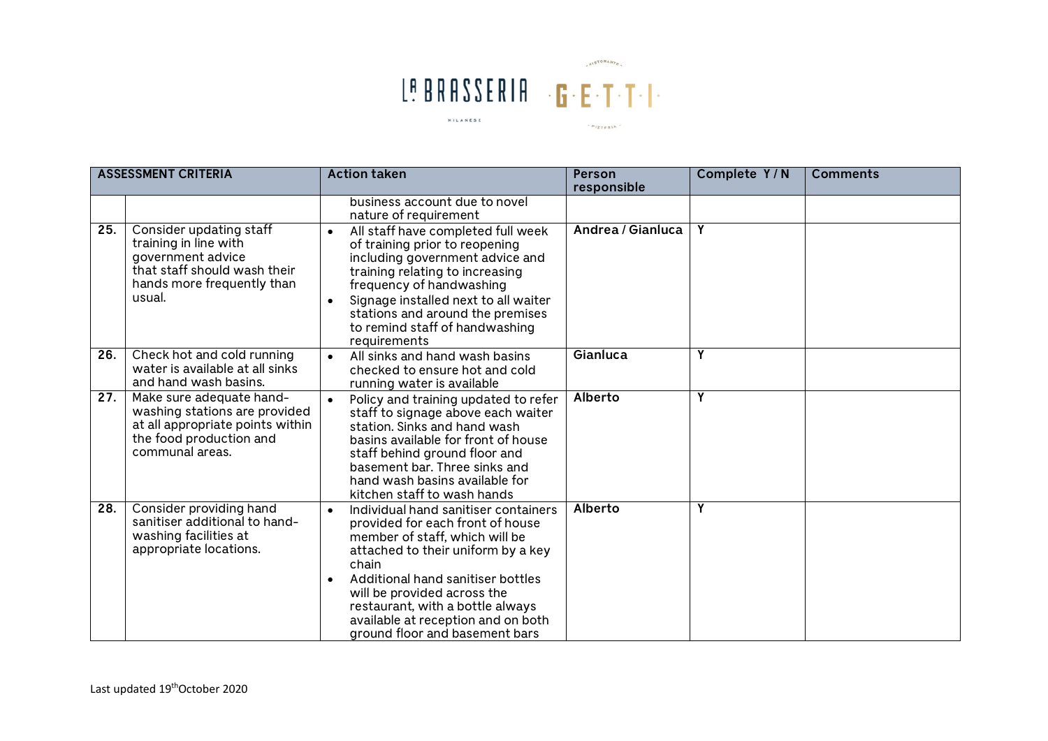| ASSESSMENT CRITERIA | | Action taken | Person responsible | Complete Y / N | Comments |
|---|---|---|---|---|---|
| | | business account due to novel nature of requirement | | | |
| 25. | Consider updating staff training in line with government advice that staff should wash their hands more frequently than usual. | • All staff have completed full week of training prior to reopening including government advice and training relating to increasing frequency of handwashing<br>• Signage installed next to all waiter stations and around the premises to remind staff of handwashing requirements | Andrea / Gianluca | Y | |
| 26. | Check hot and cold running water is available at all sinks and hand wash basins. | • All sinks and hand wash basins checked to ensure hot and cold running water is available | Gianluca | Y | |
| 27. | Make sure adequate hand-washing stations are provided at all appropriate points within the food production and communal areas. | • Policy and training updated to refer staff to signage above each waiter station. Sinks and hand wash basins available for front of house staff behind ground floor and basement bar. Three sinks and hand wash basins available for kitchen staff to wash hands | Alberto | Y | |
| 28. | Consider providing hand sanitiser additional to hand-washing facilities at appropriate locations. | • Individual hand sanitiser containers provided for each front of house member of staff, which will be attached to their uniform by a key chain<br>• Additional hand sanitiser bottles will be provided across the restaurant, with a bottle always available at reception and on both ground floor and basement bars | Alberto | Y | |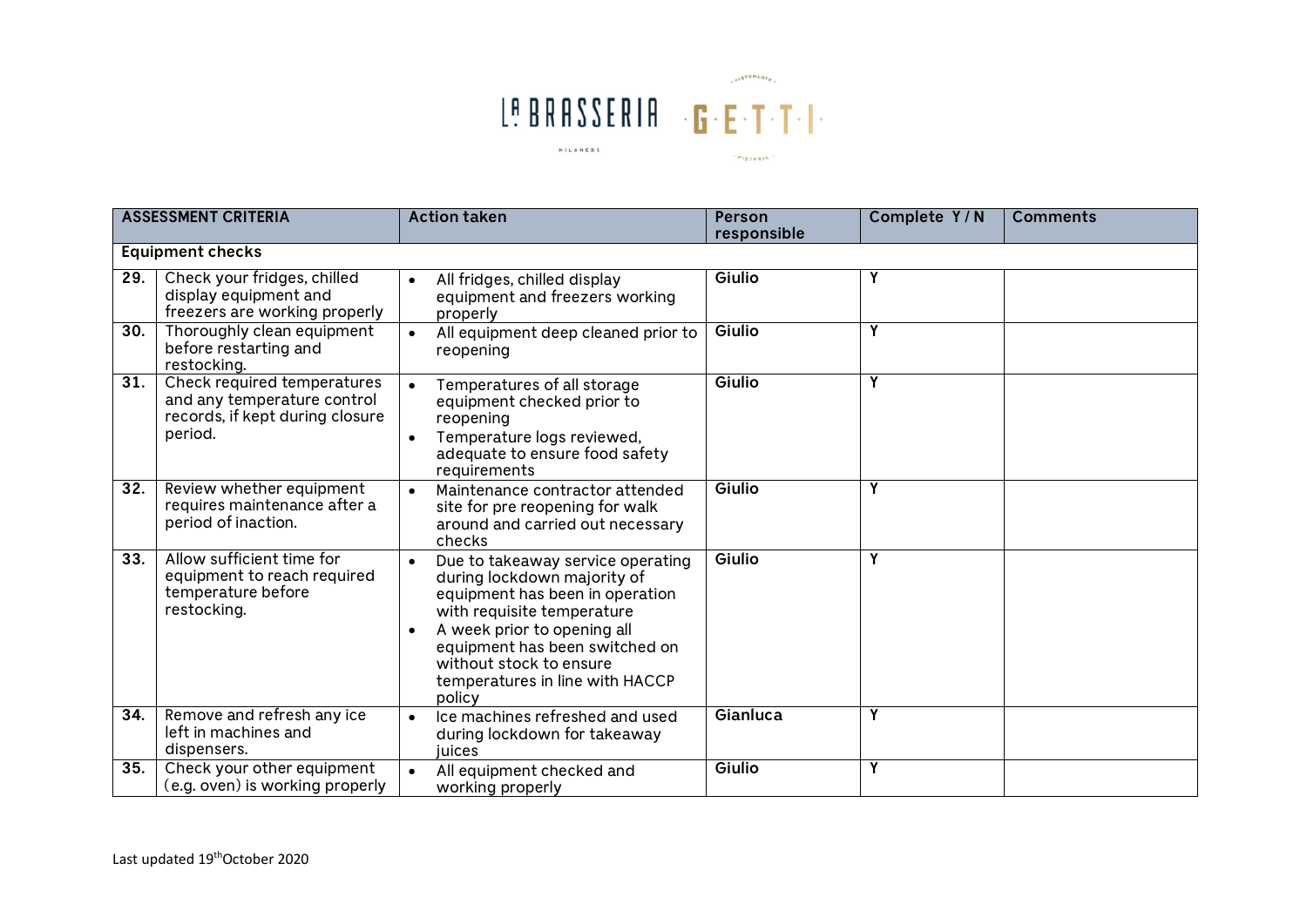| ASSESSMENT CRITERIA | | Action taken | Person responsible | Complete Y / N | Comments |
|---|---|---|---|---|---|
| **Equipment checks** | | | | | |
| 29. | Check your fridges, chilled display equipment and freezers are working properly | • All fridges, chilled display equipment and freezers working properly | Giulio | Y | |
| 30. | Thoroughly clean equipment before restarting and restocking. | • All equipment deep cleaned prior to reopening | Giulio | Y | |
| 31. | Check required temperatures and any temperature control records, if kept during closure period. | • Temperatures of all storage equipment checked prior to reopening<br>• Temperature logs reviewed, adequate to ensure food safety requirements | Giulio | Y | |
| 32. | Review whether equipment requires maintenance after a period of inaction. | • Maintenance contractor attended site for pre reopening for walk around and carried out necessary checks | Giulio | Y | |
| 33. | Allow sufficient time for equipment to reach required temperature before restocking. | • Due to takeaway service operating during lockdown majority of equipment has been in operation with requisite temperature<br>• A week prior to opening all equipment has been switched on without stock to ensure temperatures in line with HACCP policy | Giulio | Y | |
| 34. | Remove and refresh any ice left in machines and dispensers. | • Ice machines refreshed and used during lockdown for takeaway juices | Gianluca | Y | |
| 35. | Check your other equipment (e.g. oven) is working properly | • All equipment checked and working properly | Giulio | Y | |

Last updated 19th October 2020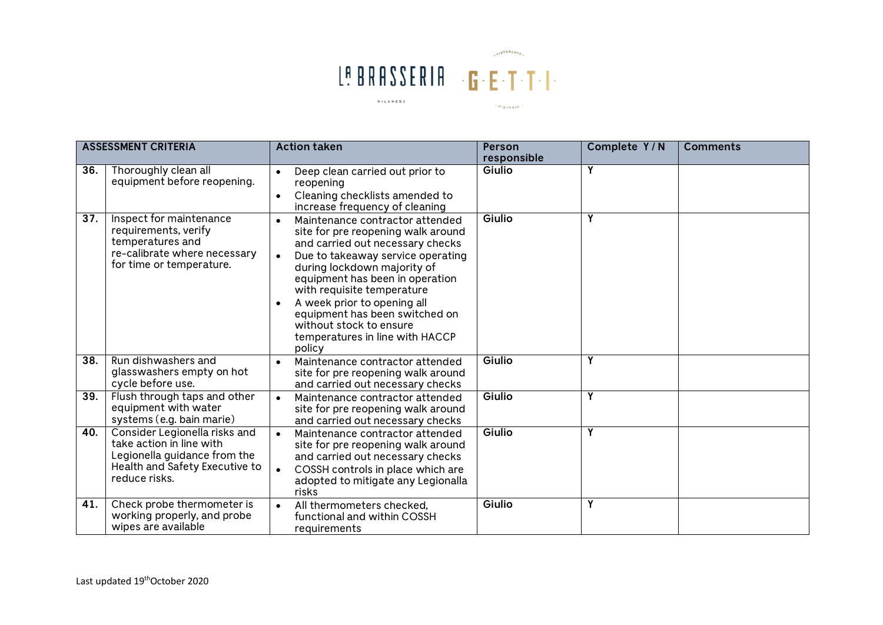| ASSESSMENT CRITERIA | | Action taken | Person responsible | Complete Y / N | Comments |
|---|---|---|---|---|---|
| 36. | Thoroughly clean all equipment before reopening. | • Deep clean carried out prior to reopening<br>• Cleaning checklists amended to increase frequency of cleaning | Giulio | Y | |
| 37. | Inspect for maintenance requirements, verify temperatures and re-calibrate where necessary for time or temperature. | • Maintenance contractor attended site for pre reopening walk around and carried out necessary checks<br>• Due to takeaway service operating during lockdown majority of equipment has been in operation with requisite temperature<br>• A week prior to opening all equipment has been switched on without stock to ensure temperatures in line with HACCP policy | Giulio | Y | |
| 38. | Run dishwashers and glasswashers empty on hot cycle before use. | • Maintenance contractor attended site for pre reopening walk around and carried out necessary checks | Giulio | Y | |
| 39. | Flush through taps and other equipment with water systems (e.g. bain marie) | • Maintenance contractor attended site for pre reopening walk around and carried out necessary checks | Giulio | Y | |
| 40. | Consider Legionella risks and take action in line with Legionella guidance from the Health and Safety Executive to reduce risks. | • Maintenance contractor attended site for pre reopening walk around and carried out necessary checks<br>• COSSH controls in place which are adopted to mitigate any Legionalla risks | Giulio | Y | |
| 41. | Check probe thermometer is working properly, and probe wipes are available | • All thermometers checked, functional and within COSSH requirements | Giulio | Y | |

Last updated 19th October 2020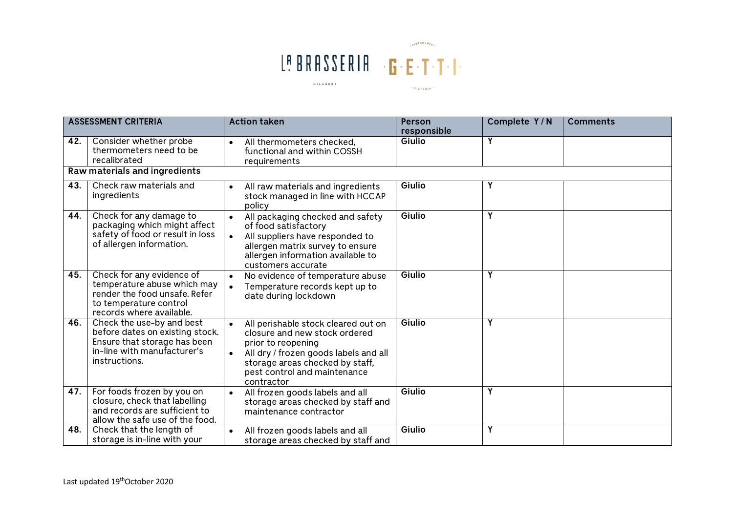| ASSESSMENT CRITERIA | | Action taken | Person responsible | Complete Y / N | Comments |
|---|---|---|---|---|---|
| 42. | Consider whether probe thermometers need to be recalibrated | • All thermometers checked, functional and within COSSH requirements | Giulio | Y | |
| **Raw materials and ingredients** | | | | | |
| 43. | Check raw materials and ingredients | • All raw materials and ingredients stock managed in line with HCCAP policy | Giulio | Y | |
| 44. | Check for any damage to packaging which might affect safety of food or result in loss of allergen information. | • All packaging checked and safety of food satisfactory<br>• All suppliers have responded to allergen matrix survey to ensure allergen information available to customers accurate | Giulio | Y | |
| 45. | Check for any evidence of temperature abuse which may render the food unsafe. Refer to temperature control records where available. | • No evidence of temperature abuse<br>• Temperature records kept up to date during lockdown | Giulio | Y | |
| 46. | Check the use-by and best before dates on existing stock. Ensure that storage has been in-line with manufacturer's instructions. | • All perishable stock cleared out on closure and new stock ordered prior to reopening<br>• All dry / frozen goods labels and all storage areas checked by staff, pest control and maintenance contractor | Giulio | Y | |
| 47. | For foods frozen by you on closure, check that labelling and records are sufficient to allow the safe use of the food. | • All frozen goods labels and all storage areas checked by staff and maintenance contractor | Giulio | Y | |
| 48. | Check that the length of storage is in-line with your | • All frozen goods labels and all storage areas checked by staff and | Giulio | Y | |

Last updated 19th October 2020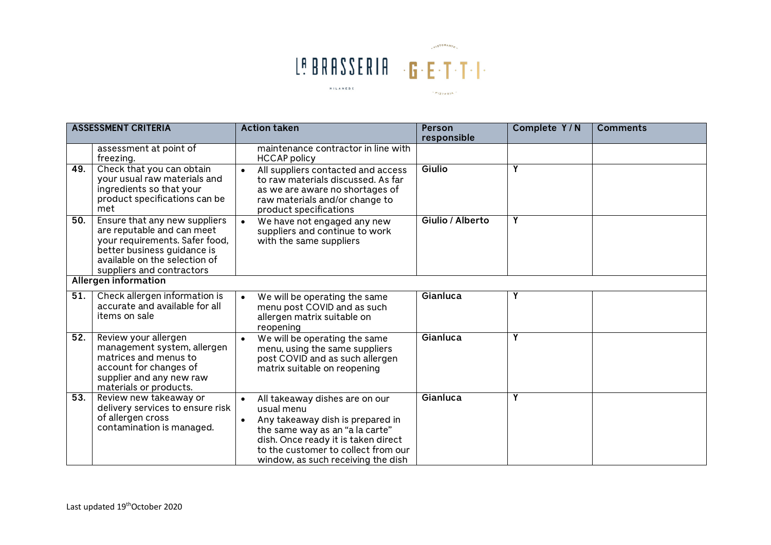| ASSESSMENT CRITERIA | | Action taken | Person responsible | Complete Y / N | Comments |
|---|---|---|---|---|---|
| | assessment at point of freezing. | maintenance contractor in line with HCCAP policy | | | |
| **49.** | Check that you can obtain your usual raw materials and ingredients so that your product specifications can be met | • All suppliers contacted and access to raw materials discussed. As far as we are aware no shortages of raw materials and/or change to product specifications | **Giulio** | **Y** | |
| **50.** | Ensure that any new suppliers are reputable and can meet your requirements. Safer food, better business guidance is available on the selection of suppliers and contractors | • We have not engaged any new suppliers and continue to work with the same suppliers | **Giulio / Alberto** | **Y** | |
| **Allergen information** | | | | | |
| **51.** | Check allergen information is accurate and available for all items on sale | • We will be operating the same menu post COVID and as such allergen matrix suitable on reopening | **Gianluca** | **Y** | |
| **52.** | Review your allergen management system, allergen matrices and menus to account for changes of supplier and any new raw materials or products. | • We will be operating the same menu, using the same suppliers post COVID and as such allergen matrix suitable on reopening | **Gianluca** | **Y** | |
| **53.** | Review new takeaway or delivery services to ensure risk of allergen cross contamination is managed. | • All takeaway dishes are on our usual menu<br>• Any takeaway dish is prepared in the same way as an "a la carte" dish. Once ready it is taken direct to the customer to collect from our window, as such receiving the dish | **Gianluca** | **Y** | |

Last updated 19th October 2020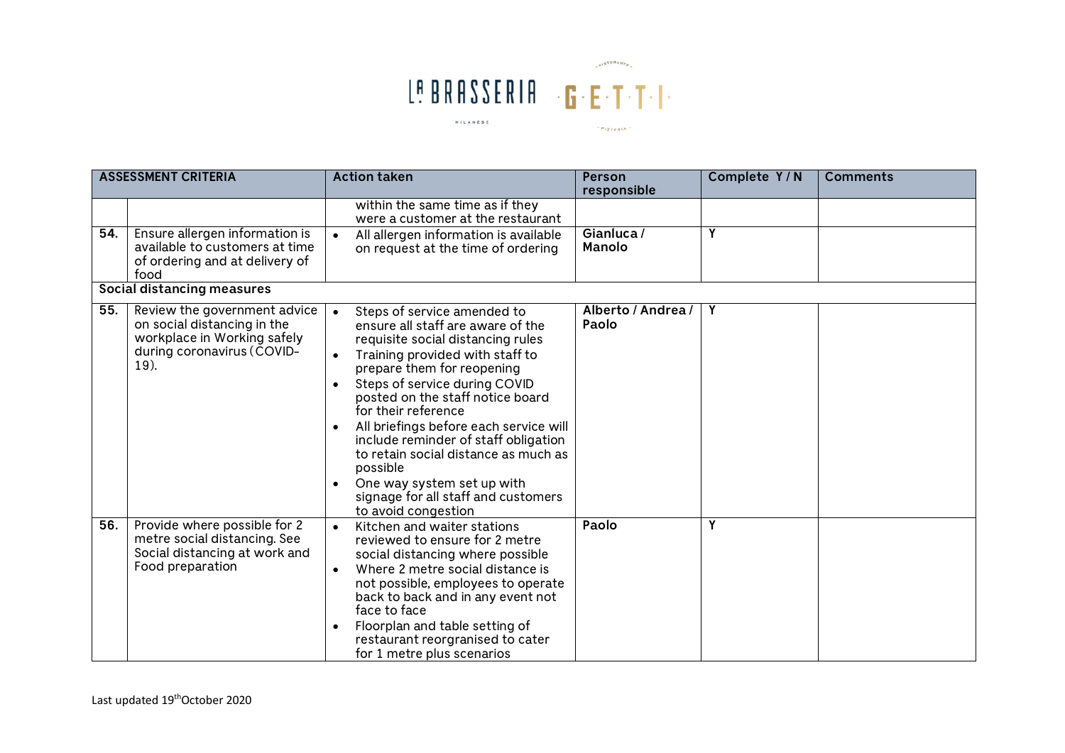| ASSESSMENT CRITERIA | | Action taken | Person responsible | Complete Y / N | Comments |
|---|---|---|---|---|---|
| | | within the same time as if they were a customer at the restaurant | | | |
| 54. | Ensure allergen information is available to customers at time of ordering and at delivery of food | • All allergen information is available on request at the time of ordering | Gianluca / Manolo | Y | |
| **Social distancing measures** | | | | | |
| 55. | Review the government advice on social distancing in the workplace in Working safely during coronavirus (COVID-19). | • Steps of service amended to ensure all staff are aware of the requisite social distancing rules<br>• Training provided with staff to prepare them for reopening<br>• Steps of service during COVID posted on the staff notice board for their reference<br>• All briefings before each service will include reminder of staff obligation to retain social distance as much as possible<br>• One way system set up with signage for all staff and customers to avoid congestion | Alberto / Andrea / Paolo | Y | |
| 56. | Provide where possible for 2 metre social distancing. See Social distancing at work and Food preparation | • Kitchen and waiter stations reviewed to ensure for 2 metre social distancing where possible<br>• Where 2 metre social distance is not possible, employees to operate back to back and in any event not face to face<br>• Floorplan and table setting of restaurant reorganised to cater for 1 metre plus scenarios | Paolo | Y | |

Last updated 19th October 2020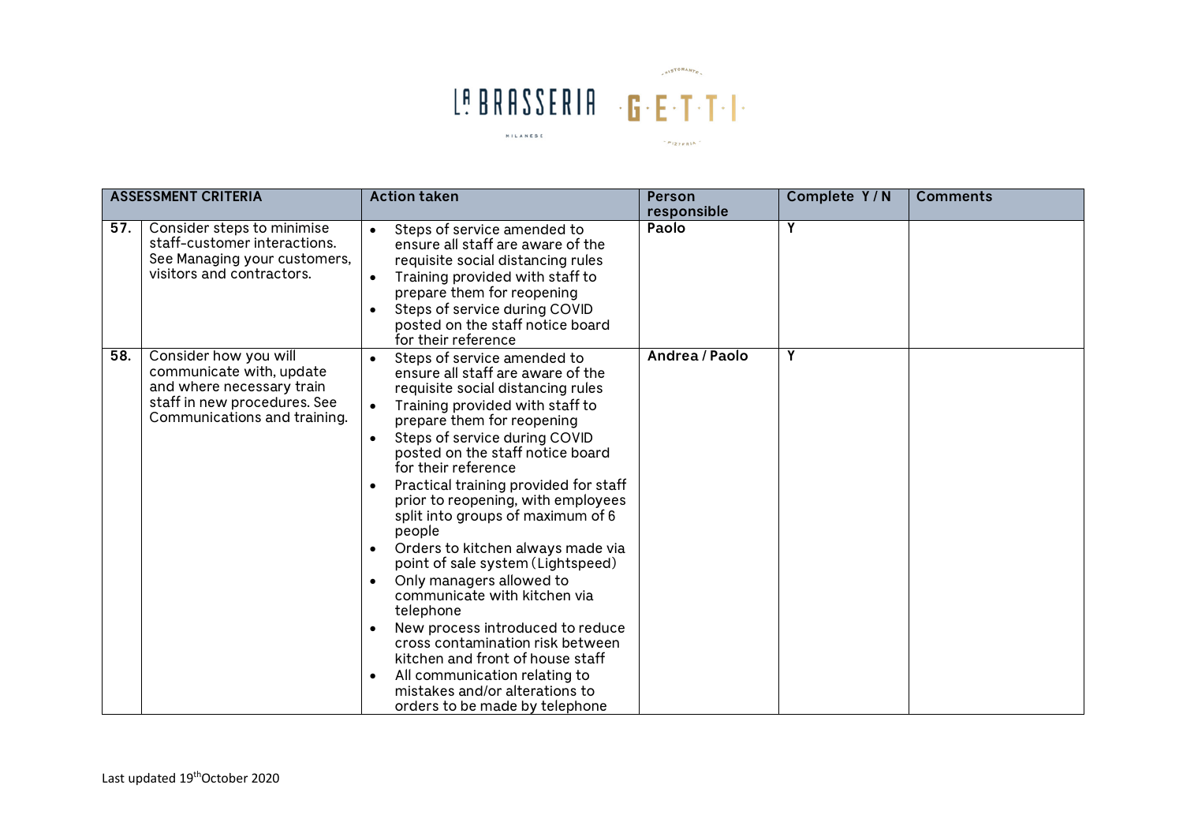| ASSESSMENT CRITERIA | | Action taken | Person responsible | Complete Y / N | Comments |
|---|---|---|---|---|---|
| 57. | Consider steps to minimise staff-customer interactions. See Managing your customers, visitors and contractors. | • Steps of service amended to ensure all staff are aware of the requisite social distancing rules<br>• Training provided with staff to prepare them for reopening<br>• Steps of service during COVID posted on the staff notice board for their reference | Paolo | Y | |
| 58. | Consider how you will communicate with, update and where necessary train staff in new procedures. See Communications and training. | • Steps of service amended to ensure all staff are aware of the requisite social distancing rules<br>• Training provided with staff to prepare them for reopening<br>• Steps of service during COVID posted on the staff notice board for their reference<br>• Practical training provided for staff prior to reopening, with employees split into groups of maximum of 6 people<br>• Orders to kitchen always made via point of sale system (Lightspeed)<br>• Only managers allowed to communicate with kitchen via telephone<br>• New process introduced to reduce cross contamination risk between kitchen and front of house staff<br>• All communication relating to mistakes and/or alterations to orders to be made by telephone | Andrea / Paolo | Y | |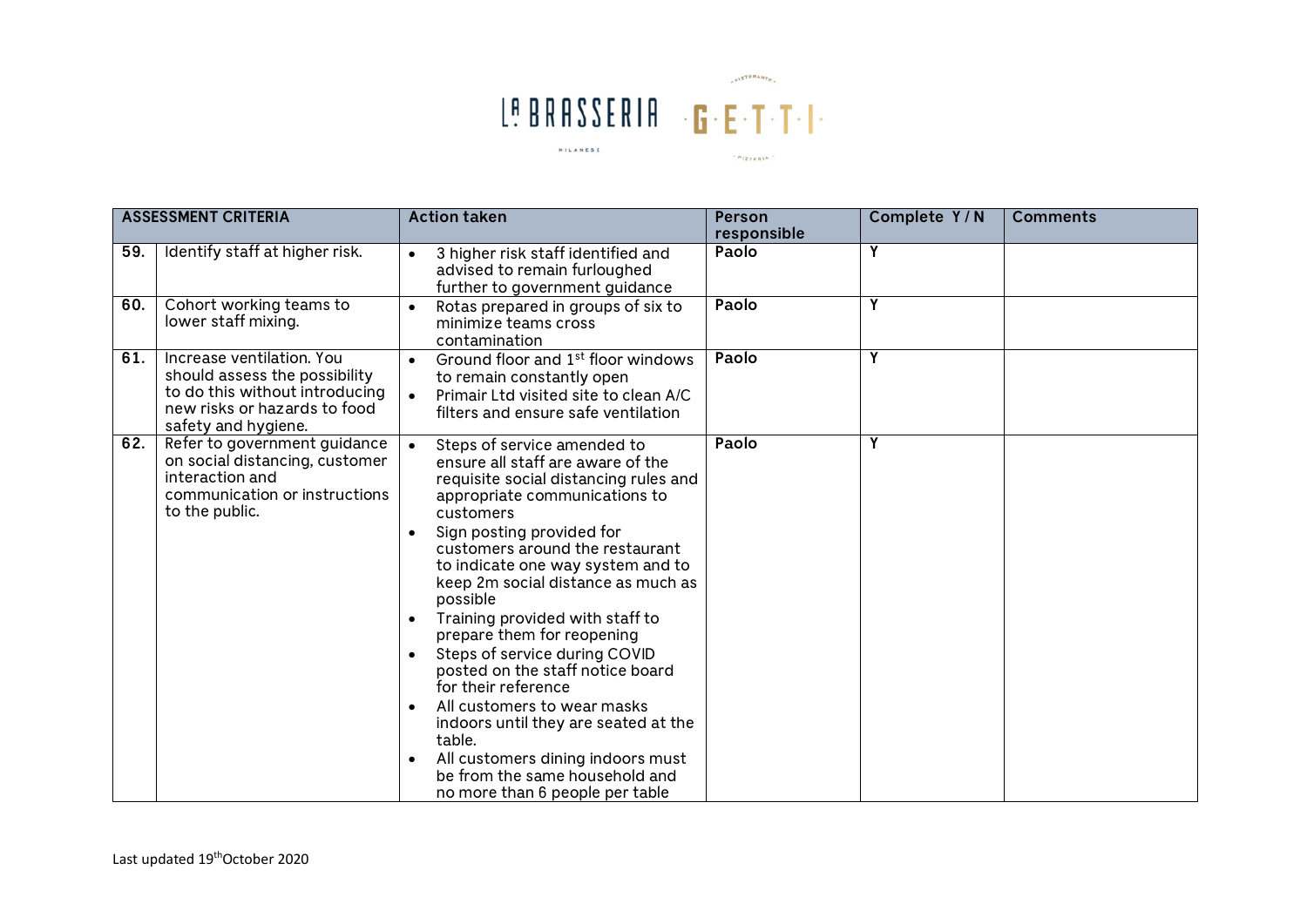| ASSESSMENT CRITERIA | | Action taken | Person responsible | Complete Y / N | Comments |
|---|---|---|---|---|---|
| 59. | Identify staff at higher risk. | • 3 higher risk staff identified and advised to remain furloughed further to government guidance | Paolo | Y | |
| 60. | Cohort working teams to lower staff mixing. | • Rotas prepared in groups of six to minimize teams cross contamination | Paolo | Y | |
| 61. | Increase ventilation. You should assess the possibility to do this without introducing new risks or hazards to food safety and hygiene. | • Ground floor and 1st floor windows to remain constantly open<br>• Primair Ltd visited site to clean A/C filters and ensure safe ventilation | Paolo | Y | |
| 62. | Refer to government guidance on social distancing, customer interaction and communication or instructions to the public. | • Steps of service amended to ensure all staff are aware of the requisite social distancing rules and appropriate communications to customers<br>• Sign posting provided for customers around the restaurant to indicate one way system and to keep 2m social distance as much as possible<br>• Training provided with staff to prepare them for reopening<br>• Steps of service during COVID posted on the staff notice board for their reference<br>• All customers to wear masks indoors until they are seated at the table.<br>• All customers dining indoors must be from the same household and no more than 6 people per table | Paolo | Y | |

Last updated 19th October 2020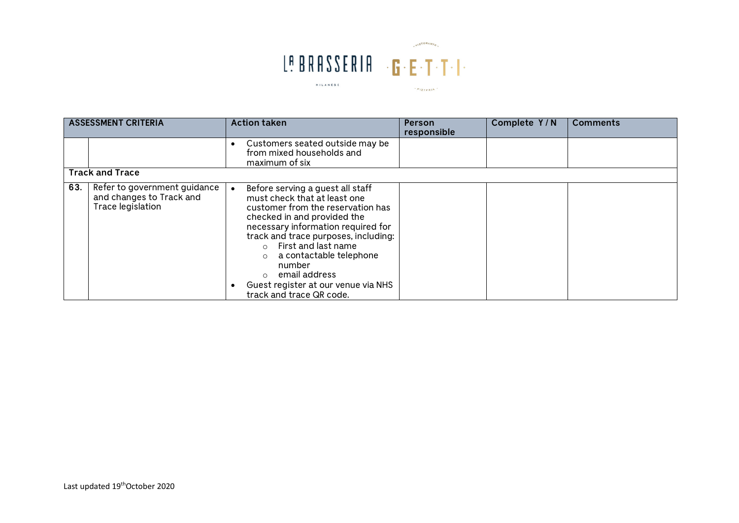| ASSESSMENT CRITERIA | | Action taken | Person responsible | Complete Y / N | Comments |
|---|---|---|---|---|---|
| | | • Customers seated outside may be from mixed households and maximum of six | | | |
| **Track and Trace** | | | | | |
| 63. | Refer to government guidance and changes to Track and Trace legislation | • Before serving a guest all staff must check that at least one customer from the reservation has checked in and provided the necessary information required for track and trace purposes, including:<br>  ○ First and last name<br>  ○ a contactable telephone number<br>  ○ email address<br>• Guest register at our venue via NHS track and trace QR code. | | | |

Last updated 19th October 2020